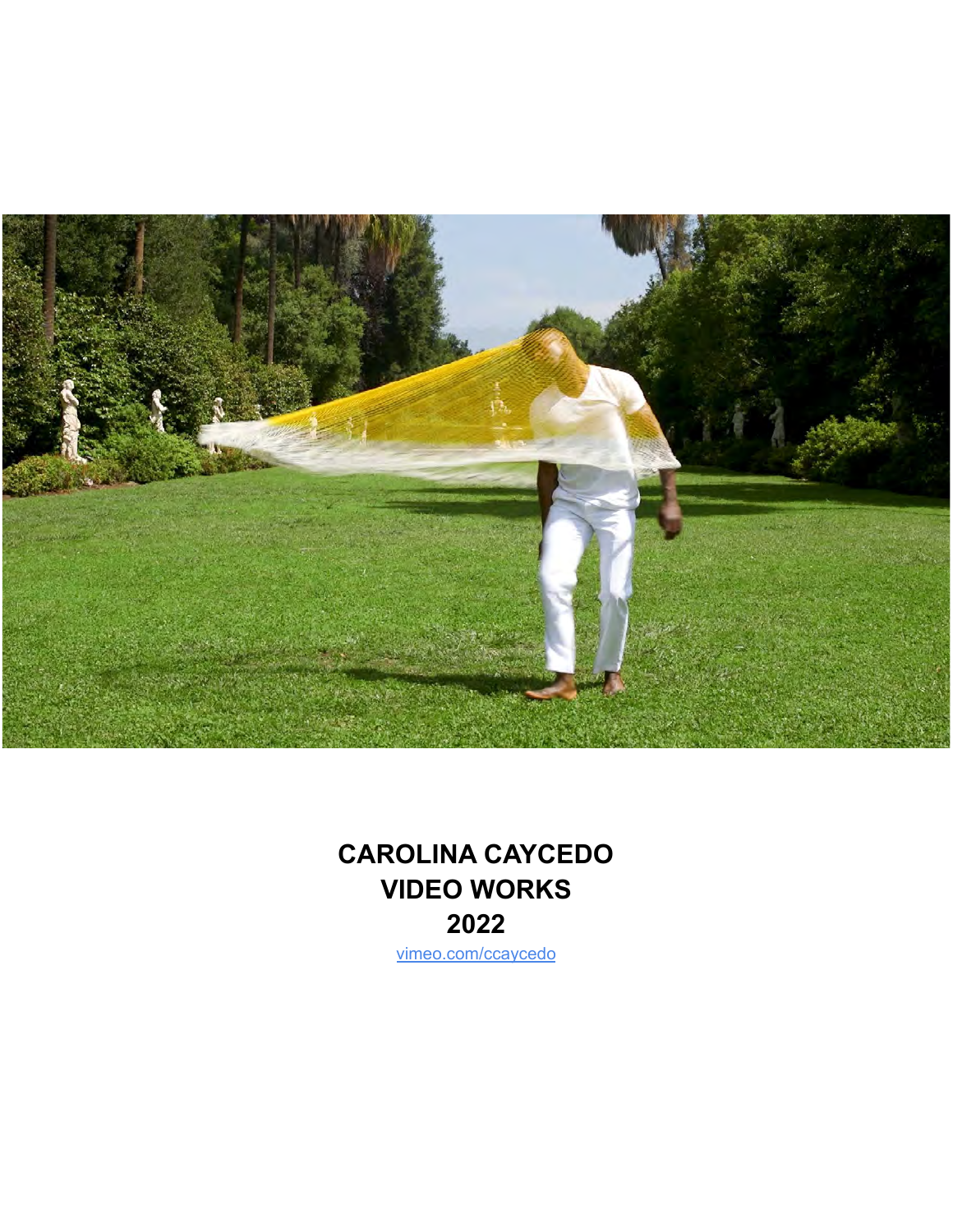# CAROLINA CAYCEDO
# VIDEO WORKS
# 2022

[vimeo.com/ccaycedo](vimeo.com/ccaycedo)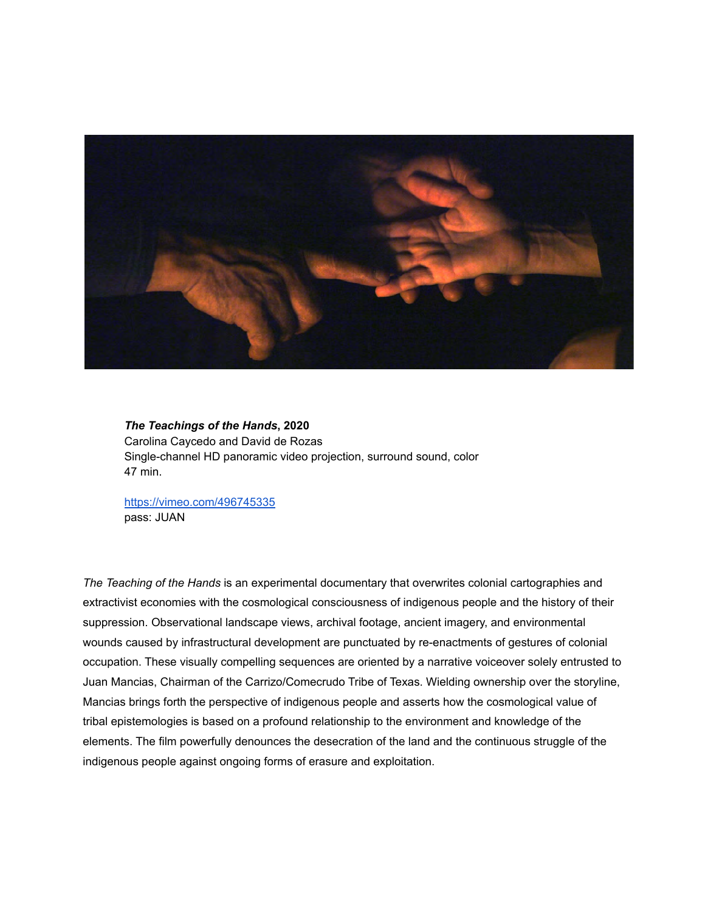***The Teachings of the Hands*, 2020**
Carolina Caycedo and David de Rozas
Single-channel HD panoramic video projection, surround sound, color
47 min.

https://vimeo.com/496745335
pass: JUAN

*The Teaching of the Hands* is an experimental documentary that overwrites colonial cartographies and extractivist economies with the cosmological consciousness of indigenous people and the history of their suppression. Observational landscape views, archival footage, ancient imagery, and environmental wounds caused by infrastructural development are punctuated by re-enactments of gestures of colonial occupation. These visually compelling sequences are oriented by a narrative voiceover solely entrusted to Juan Mancias, Chairman of the Carrizo/Comecrudo Tribe of Texas. Wielding ownership over the storyline, Mancias brings forth the perspective of indigenous people and asserts how the cosmological value of tribal epistemologies is based on a profound relationship to the environment and knowledge of the elements. The film powerfully denounces the desecration of the land and the continuous struggle of the indigenous people against ongoing forms of erasure and exploitation.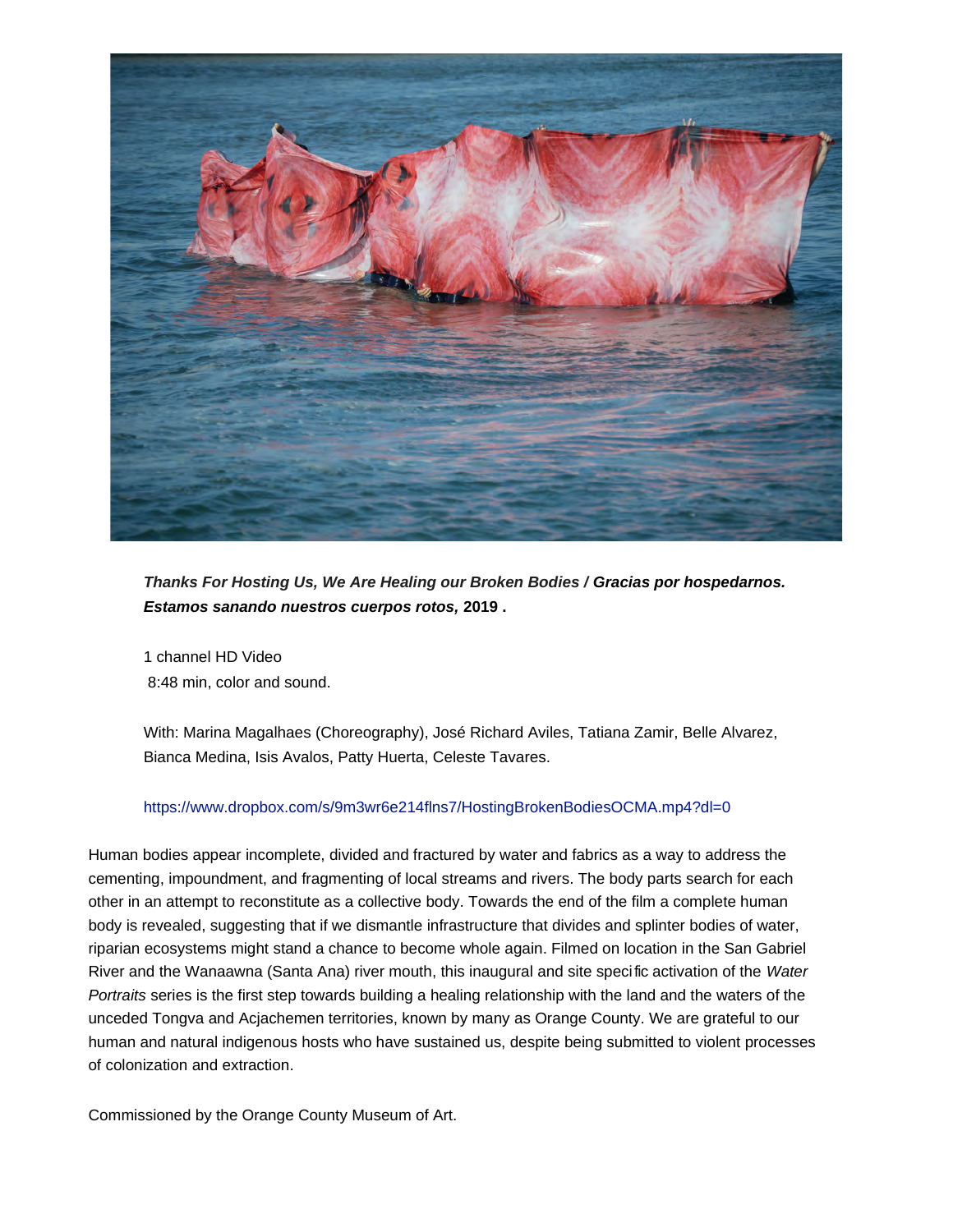***Thanks For Hosting Us, We Are Healing our Broken Bodies /*** ***Gracias por hospedarnos. Estamos sanando nuestros cuerpos rotos,*** **2019 .**

1 channel HD Video
8:48 min, color and sound.

With: Marina Magalhaes (Choreography), José Richard Aviles, Tatiana Zamir, Belle Alvarez, Bianca Medina, Isis Avalos, Patty Huerta, Celeste Tavares.

https://www.dropbox.com/s/9m3wr6e214flns7/HostingBrokenBodiesOCMA.mp4?dl=0

Human bodies appear incomplete, divided and fractured by water and fabrics as a way to address the cementing, impoundment, and fragmenting of local streams and rivers. The body parts search for each other in an attempt to reconstitute as a collective body. Towards the end of the film a complete human body is revealed, suggesting that if we dismantle infrastructure that divides and splinter bodies of water, riparian ecosystems might stand a chance to become whole again. Filmed on location in the San Gabriel River and the Wanaawna (Santa Ana) river mouth, this inaugural and site specific activation of the *Water Portraits* series is the first step towards building a healing relationship with the land and the waters of the unceded Tongva and Acjachemen territories, known by many as Orange County. We are grateful to our human and natural indigenous hosts who have sustained us, despite being submitted to violent processes of colonization and extraction.

Commissioned by the Orange County Museum of Art.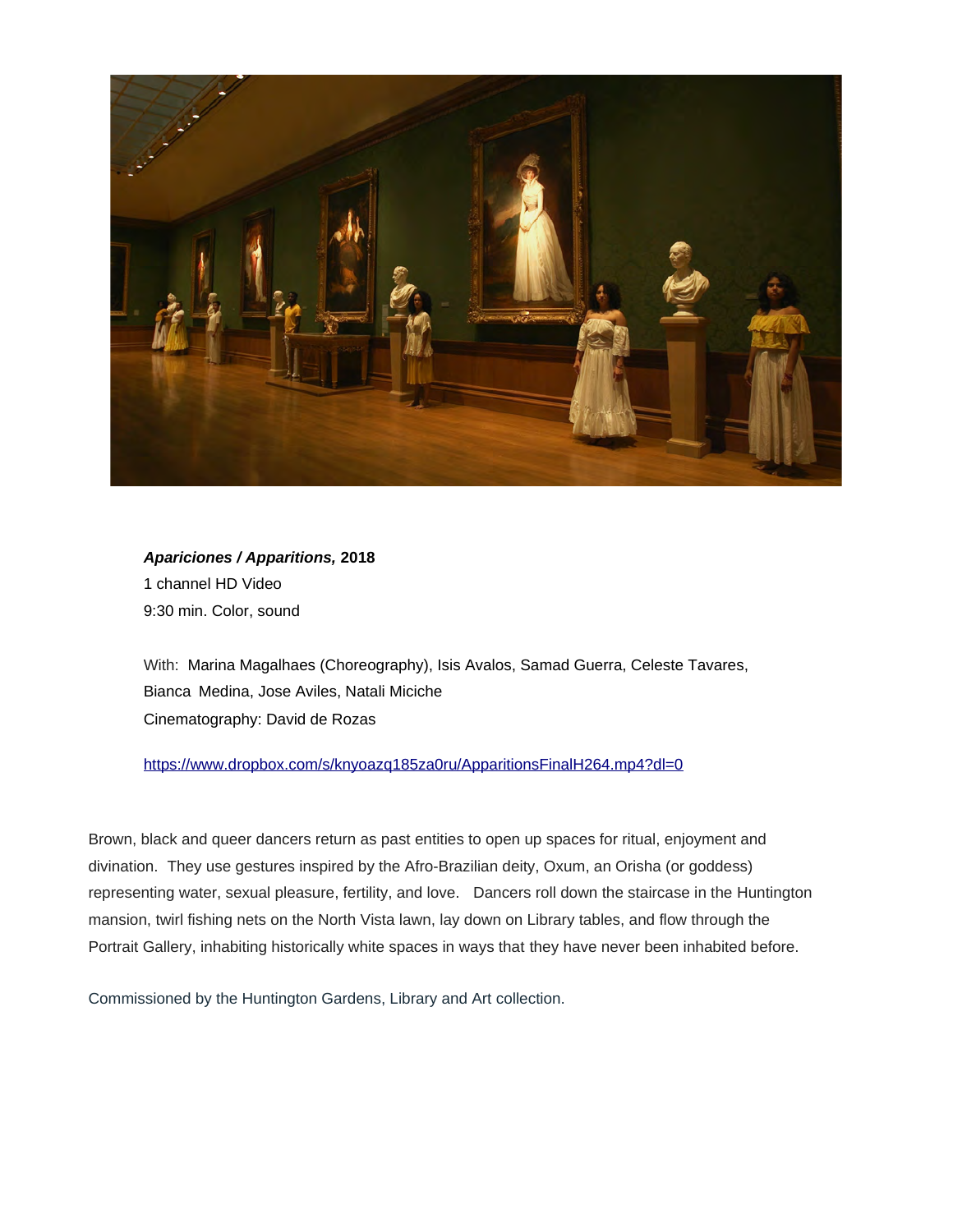***Apariciones / Apparitions,* 2018**
1 channel HD Video
9:30 min. Color, sound

With: Marina Magalhaes (Choreography), Isis Avalos, Samad Guerra, Celeste Tavares, Bianca Medina, Jose Aviles, Natali Miciche
Cinematography: David de Rozas

https://www.dropbox.com/s/knyoazq185za0ru/ApparitionsFinalH264.mp4?dl=0

Brown, black and queer dancers return as past entities to open up spaces for ritual, enjoyment and divination. They use gestures inspired by the Afro-Brazilian deity, Oxum, an Orisha (or goddess) representing water, sexual pleasure, fertility, and love. Dancers roll down the staircase in the Huntington mansion, twirl fishing nets on the North Vista lawn, lay down on Library tables, and flow through the Portrait Gallery, inhabiting historically white spaces in ways that they have never been inhabited before.

Commissioned by the Huntington Gardens, Library and Art collection.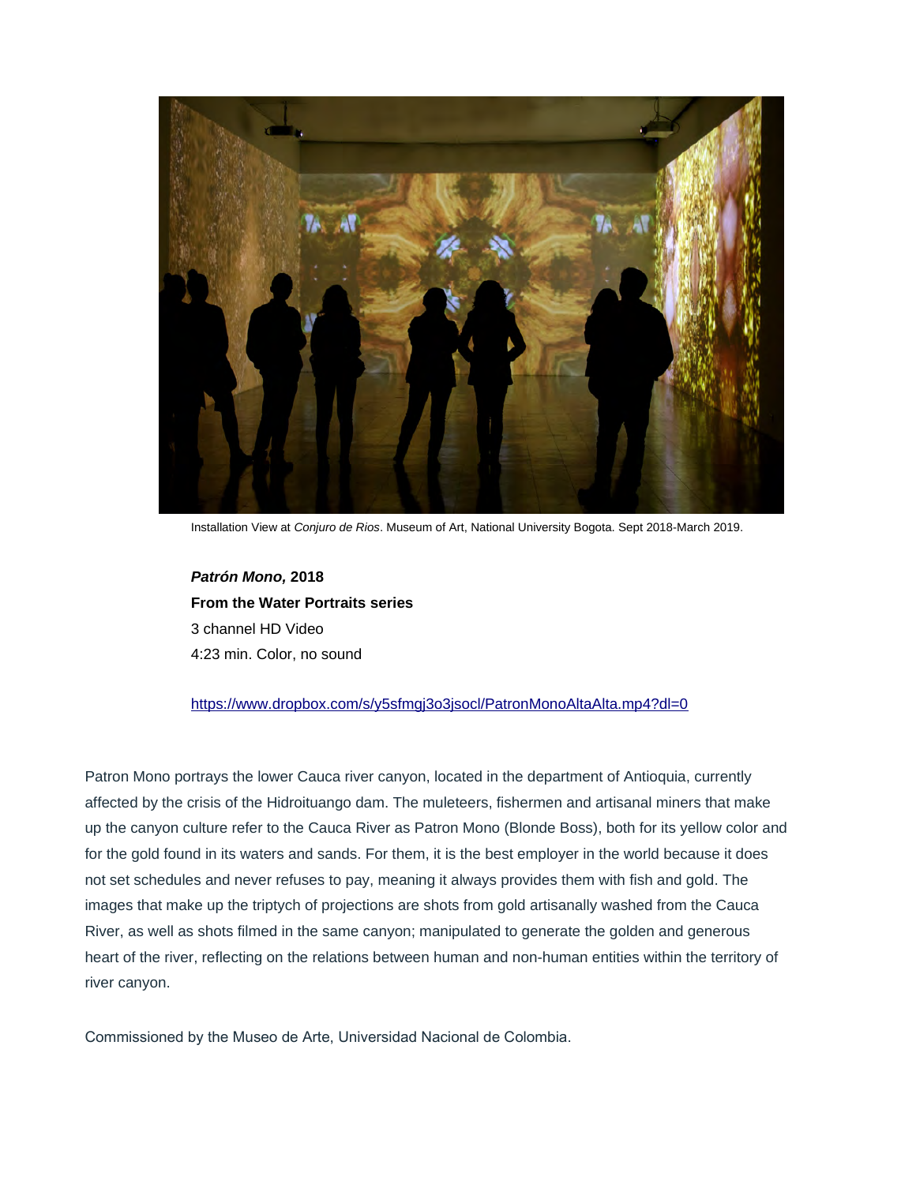Installation View at *Conjuro de Rios*. Museum of Art, National University Bogota. Sept 2018-March 2019.

***Patrón Mono,* 2018**
**From the Water Portraits series**
3 channel HD Video
4:23 min. Color, no sound

https://www.dropbox.com/s/y5sfmgj3o3jsocl/PatronMonoAltaAlta.mp4?dl=0

Patron Mono portrays the lower Cauca river canyon, located in the department of Antioquia, currently affected by the crisis of the Hidroituango dam. The muleteers, fishermen and artisanal miners that make up the canyon culture refer to the Cauca River as Patron Mono (Blonde Boss), both for its yellow color and for the gold found in its waters and sands. For them, it is the best employer in the world because it does not set schedules and never refuses to pay, meaning it always provides them with fish and gold. The images that make up the triptych of projections are shots from gold artisanally washed from the Cauca River, as well as shots filmed in the same canyon; manipulated to generate the golden and generous heart of the river, reflecting on the relations between human and non-human entities within the territory of river canyon.

Commissioned by the Museo de Arte, Universidad Nacional de Colombia.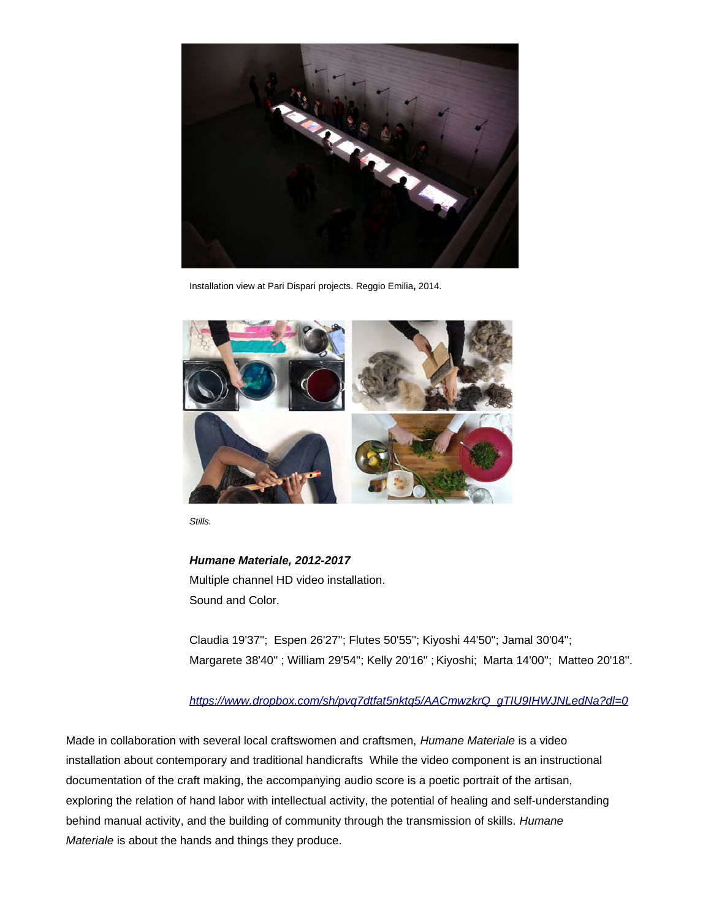Installation view at Pari Dispari projects. Reggio Emilia**,** 2014.

*Stills.*

***Humane Materiale, 2012-2017***
Multiple channel HD video installation.
Sound and Color.

Claudia 19'37''; Espen 26'27''; Flutes 50'55''; Kiyoshi 44'50''; Jamal 30'04'';
Margarete 38'40'' ; William 29'54''; Kelly 20'16'' ; Kiyoshi; Marta 14'00''; Matteo 20'18''.

[https://www.dropbox.com/sh/pvq7dtfat5nktq5/AACmwzkrQ_gTIU9IHWJNLedNa?dl=0](https://www.dropbox.com/sh/pvq7dtfat5nktq5/AACmwzkrQ_gTIU9IHWJNLedNa?dl=0)

Made in collaboration with several local craftswomen and craftsmen, *Humane Materiale* is a video installation about contemporary and traditional handicrafts While the video component is an instructional documentation of the craft making, the accompanying audio score is a poetic portrait of the artisan, exploring the relation of hand labor with intellectual activity, the potential of healing and self-understanding behind manual activity, and the building of community through the transmission of skills. *Humane Materiale* is about the hands and things they produce.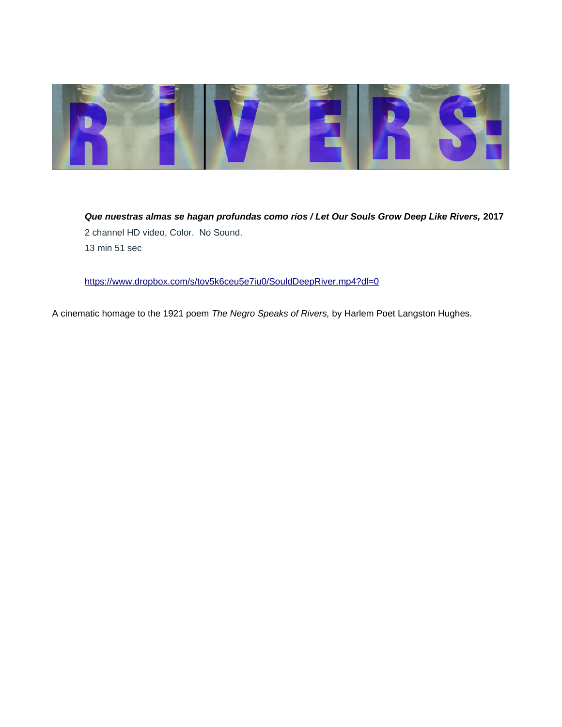***Que nuestras almas se hagan profundas como ríos / Let Our Souls Grow Deep Like Rivers,* 2017**

2 channel HD video, Color. No Sound.

13 min 51 sec

https://www.dropbox.com/s/tov5k6ceu5e7iu0/SouldDeepRiver.mp4?dl=0

A cinematic homage to the 1921 poem *The Negro Speaks of Rivers,* by Harlem Poet Langston Hughes.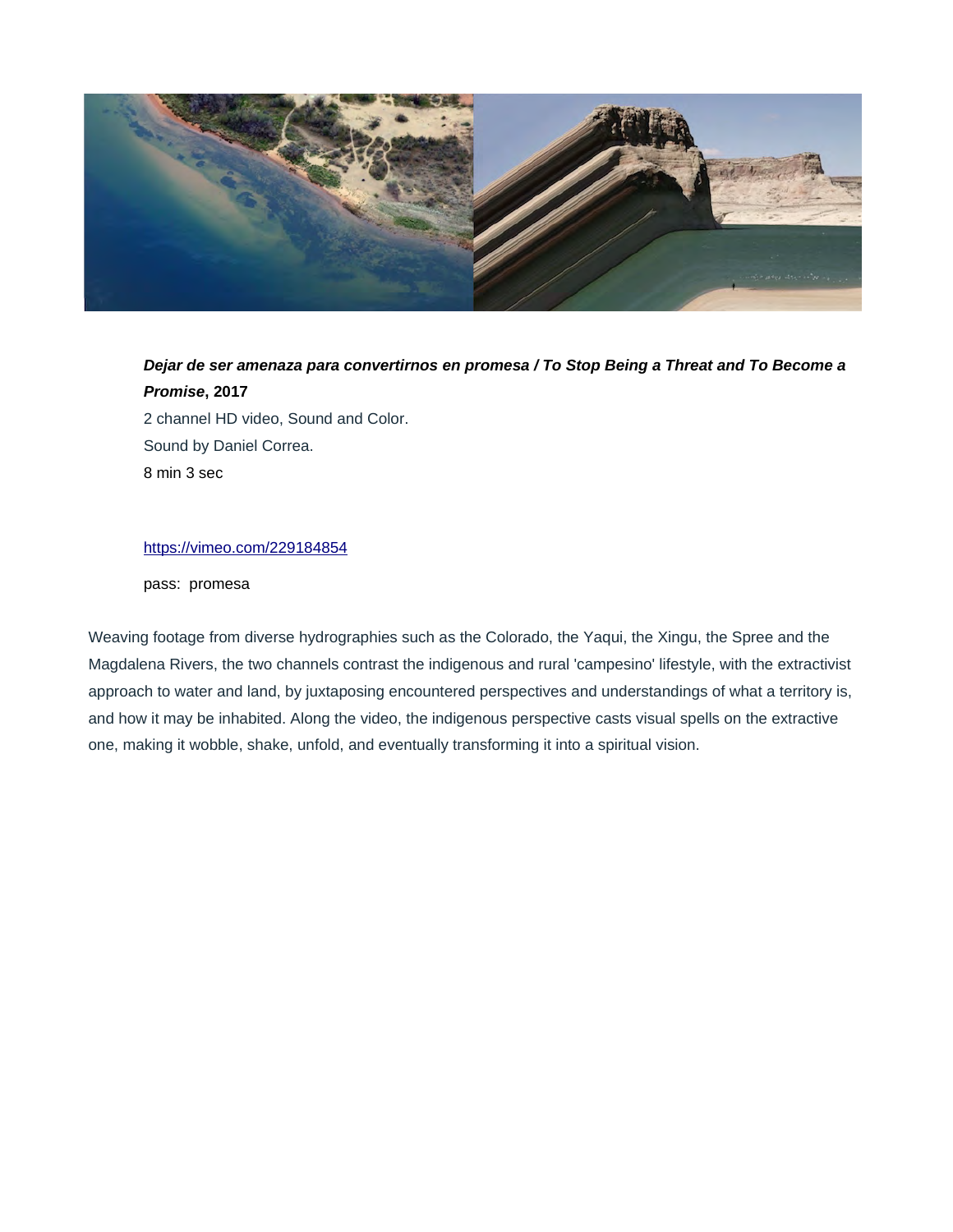***Dejar de ser amenaza para convertirnos en promesa / To Stop Being a Threat and To Become a Promise*, 2017**

2 channel HD video, Sound and Color.

Sound by Daniel Correa.

8 min 3 sec

https://vimeo.com/229184854

pass: promesa

Weaving footage from diverse hydrographies such as the Colorado, the Yaqui, the Xingu, the Spree and the Magdalena Rivers, the two channels contrast the indigenous and rural 'campesino' lifestyle, with the extractivist approach to water and land, by juxtaposing encountered perspectives and understandings of what a territory is, and how it may be inhabited. Along the video, the indigenous perspective casts visual spells on the extractive one, making it wobble, shake, unfold, and eventually transforming it into a spiritual vision.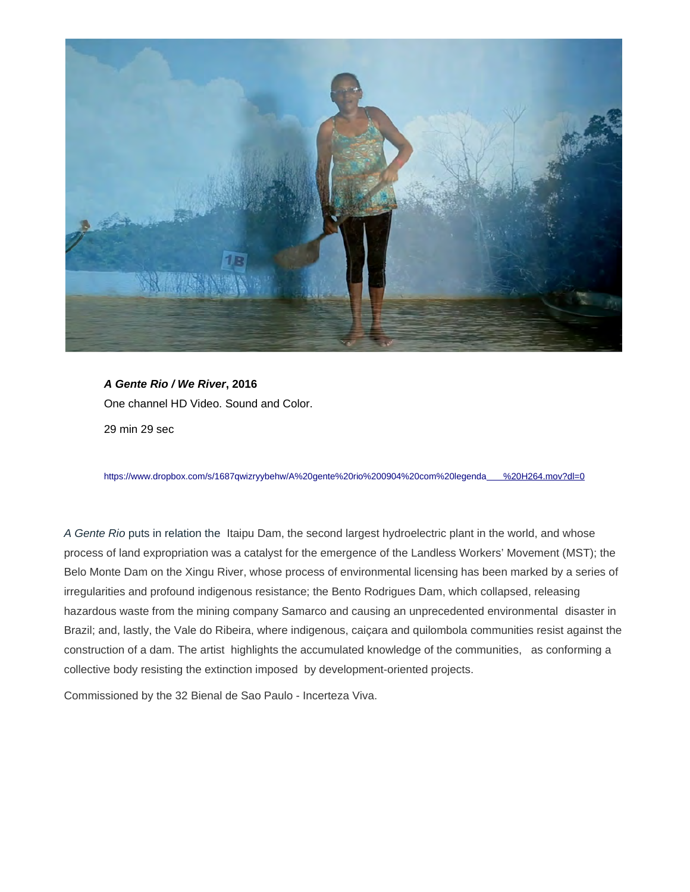***A Gente Rio / We River*, 2016**

One channel HD Video. Sound and Color.

29 min 29 sec

https://www.dropbox.com/s/1687qwizryybehw/A%20gente%20rio%200904%20com%20legenda___%20H264.mov?dl=0

*A Gente Rio* puts in relation the Itaipu Dam, the second largest hydroelectric plant in the world, and whose process of land expropriation was a catalyst for the emergence of the Landless Workers' Movement (MST); the Belo Monte Dam on the Xingu River, whose process of environmental licensing has been marked by a series of irregularities and profound indigenous resistance; the Bento Rodrigues Dam, which collapsed, releasing hazardous waste from the mining company Samarco and causing an unprecedented environmental disaster in Brazil; and, lastly, the Vale do Ribeira, where indigenous, caiçara and quilombola communities resist against the construction of a dam. The artist highlights the accumulated knowledge of the communities, as conforming a collective body resisting the extinction imposed by development-oriented projects.

Commissioned by the 32 Bienal de Sao Paulo - Incerteza Viva.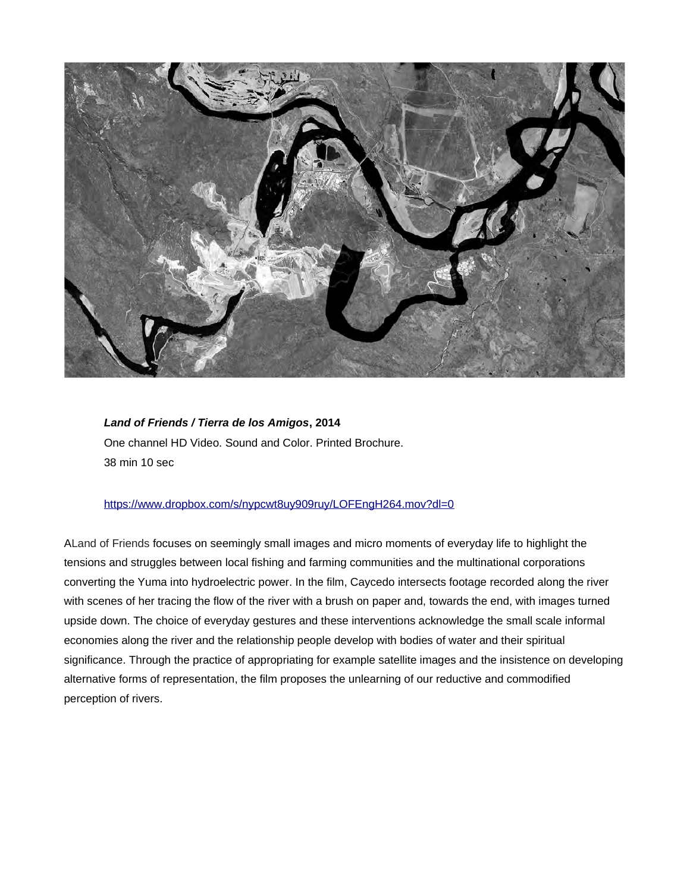***Land of Friends / Tierra de los Amigos*, 2014**

One channel HD Video. Sound and Color. Printed Brochure.

38 min 10 sec

https://www.dropbox.com/s/nypcwt8uy909ruy/LOFEngH264.mov?dl=0

ALand of Friends focuses on seemingly small images and micro moments of everyday life to highlight the tensions and struggles between local fishing and farming communities and the multinational corporations converting the Yuma into hydroelectric power. In the film, Caycedo intersects footage recorded along the river with scenes of her tracing the flow of the river with a brush on paper and, towards the end, with images turned upside down. The choice of everyday gestures and these interventions acknowledge the small scale informal economies along the river and the relationship people develop with bodies of water and their spiritual significance. Through the practice of appropriating for example satellite images and the insistence on developing alternative forms of representation, the film proposes the unlearning of our reductive and commodified perception of rivers.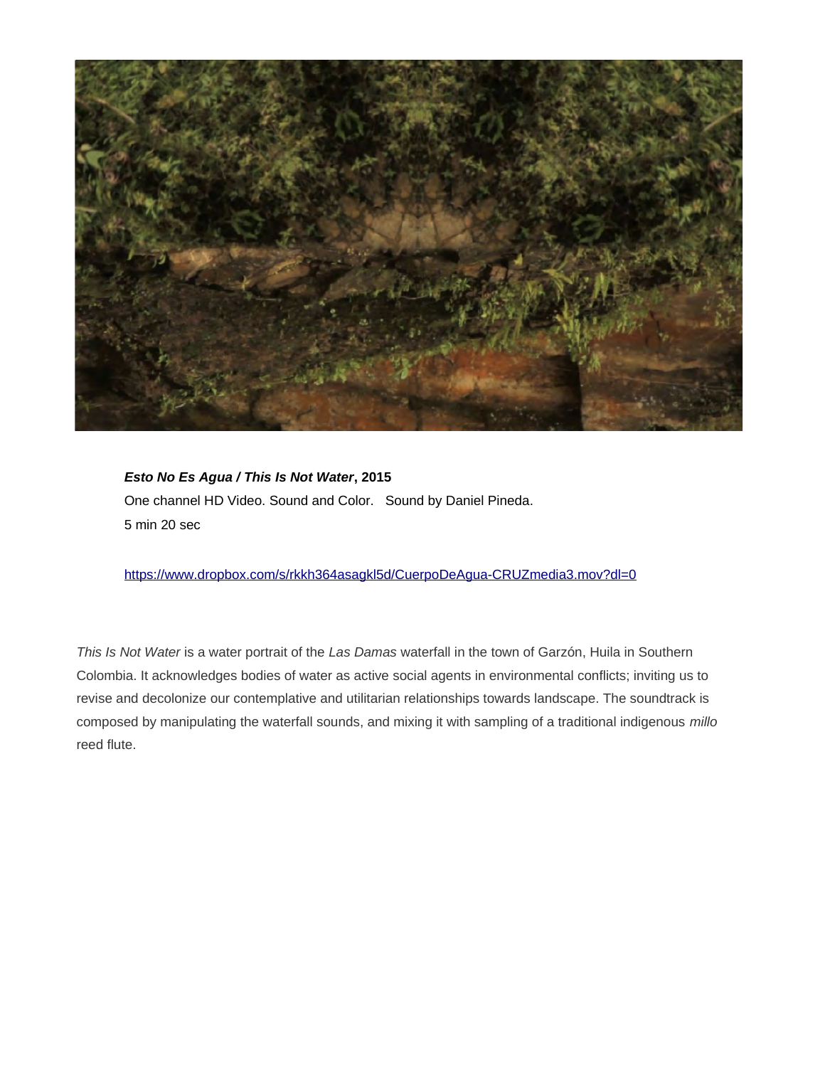***Esto No Es Agua / This Is Not Water*, 2015**
One channel HD Video. Sound and Color.   Sound by Daniel Pineda.
5 min 20 sec

https://www.dropbox.com/s/rkkh364asagkl5d/CuerpoDeAgua-CRUZmedia3.mov?dl=0

*This Is Not Water* is a water portrait of the *Las Damas* waterfall in the town of Garzón, Huila in Southern Colombia. It acknowledges bodies of water as active social agents in environmental conflicts; inviting us to revise and decolonize our contemplative and utilitarian relationships towards landscape. The soundtrack is composed by manipulating the waterfall sounds, and mixing it with sampling of a traditional indigenous *millo* reed flute.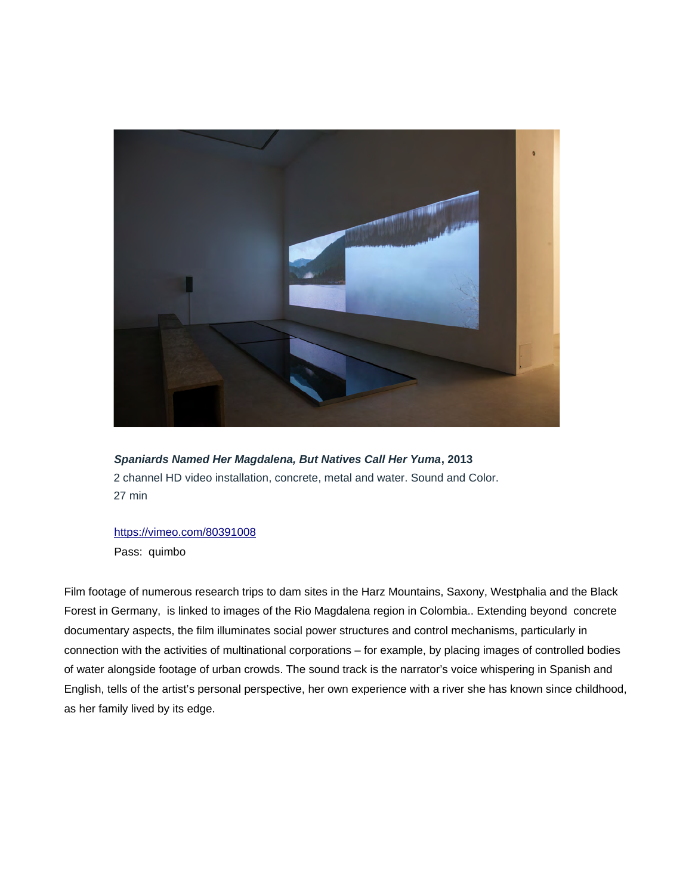***Spaniards Named Her Magdalena, But Natives Call Her Yuma*, 2013**
2 channel HD video installation, concrete, metal and water. Sound and Color.
27 min

https://vimeo.com/80391008
Pass: quimbo

Film footage of numerous research trips to dam sites in the Harz Mountains, Saxony, Westphalia and the Black Forest in Germany, is linked to images of the Rio Magdalena region in Colombia.. Extending beyond concrete documentary aspects, the film illuminates social power structures and control mechanisms, particularly in connection with the activities of multinational corporations – for example, by placing images of controlled bodies of water alongside footage of urban crowds. The sound track is the narrator's voice whispering in Spanish and English, tells of the artist's personal perspective, her own experience with a river she has known since childhood, as her family lived by its edge.